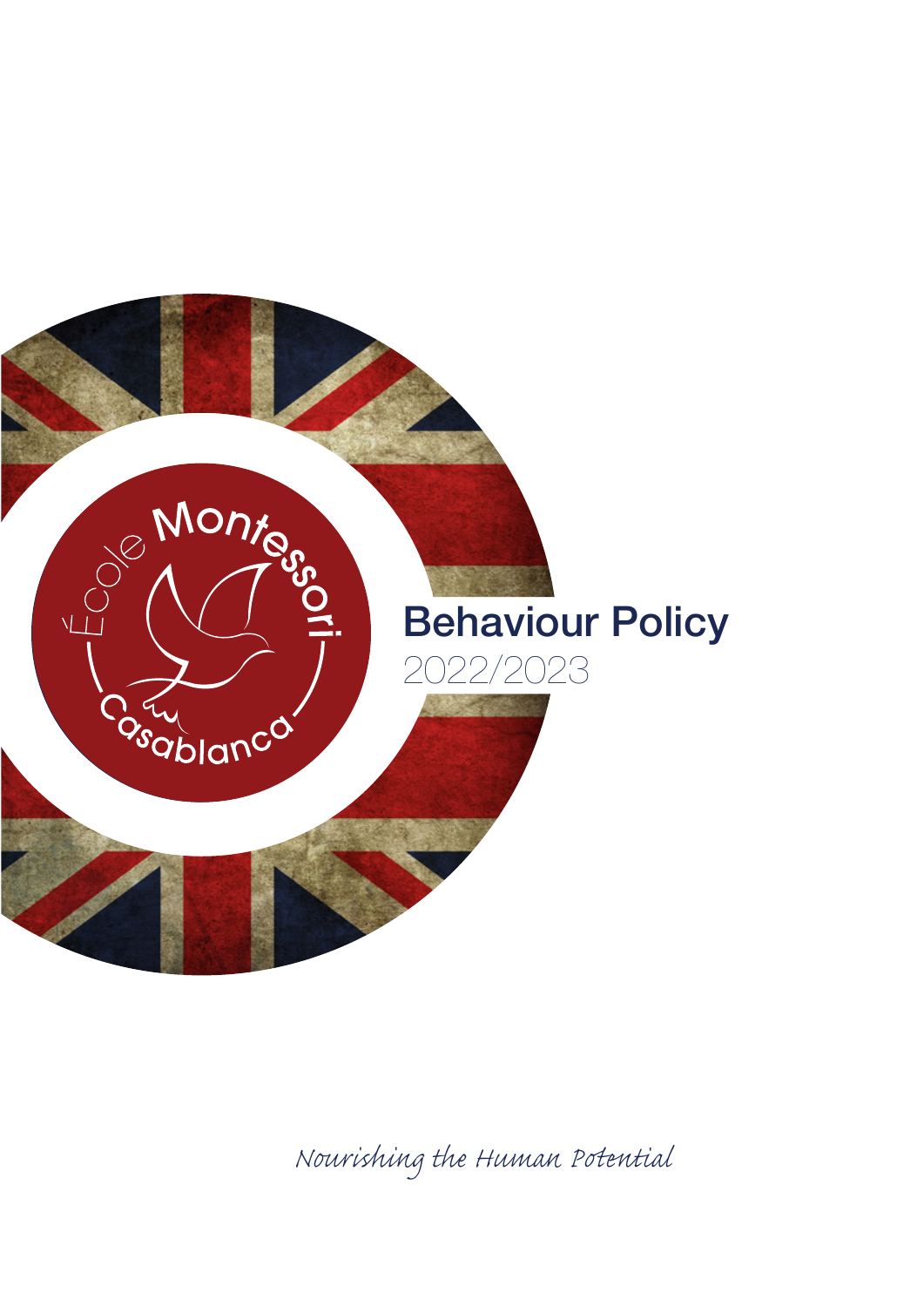École Montessori Casablanca

# Behaviour Policy

2022/2023

*Nourishing the Human Potential*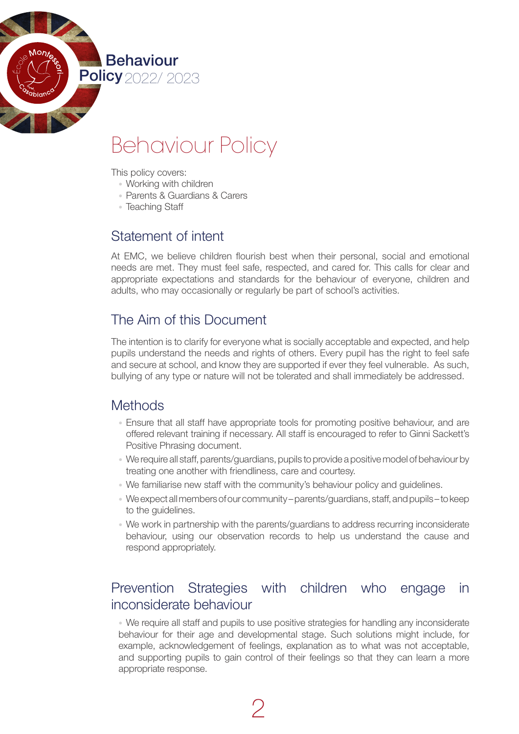# Behaviour Policy

This policy covers:
- Working with children
- Parents & Guardians & Carers
- Teaching Staff

## Statement of intent

At EMC, we believe children flourish best when their personal, social and emotional needs are met. They must feel safe, respected, and cared for. This calls for clear and appropriate expectations and standards for the behaviour of everyone, children and adults, who may occasionally or regularly be part of school's activities.

## The Aim of this Document

The intention is to clarify for everyone what is socially acceptable and expected, and help pupils understand the needs and rights of others. Every pupil has the right to feel safe and secure at school, and know they are supported if ever they feel vulnerable. As such, bullying of any type or nature will not be tolerated and shall immediately be addressed.

## Methods

- Ensure that all staff have appropriate tools for promoting positive behaviour, and are offered relevant training if necessary. All staff is encouraged to refer to Ginni Sackett's Positive Phrasing document.
- We require all staff, parents/guardians, pupils to provide a positive model of behaviour by treating one another with friendliness, care and courtesy.
- We familiarise new staff with the community's behaviour policy and guidelines.
- We expect all members of our community – parents/guardians, staff, and pupils – to keep to the guidelines.
- We work in partnership with the parents/guardians to address recurring inconsiderate behaviour, using our observation records to help us understand the cause and respond appropriately.

## Prevention Strategies with children who engage in inconsiderate behaviour

- We require all staff and pupils to use positive strategies for handling any inconsiderate behaviour for their age and developmental stage. Such solutions might include, for example, acknowledgement of feelings, explanation as to what was not acceptable, and supporting pupils to gain control of their feelings so that they can learn a more appropriate response.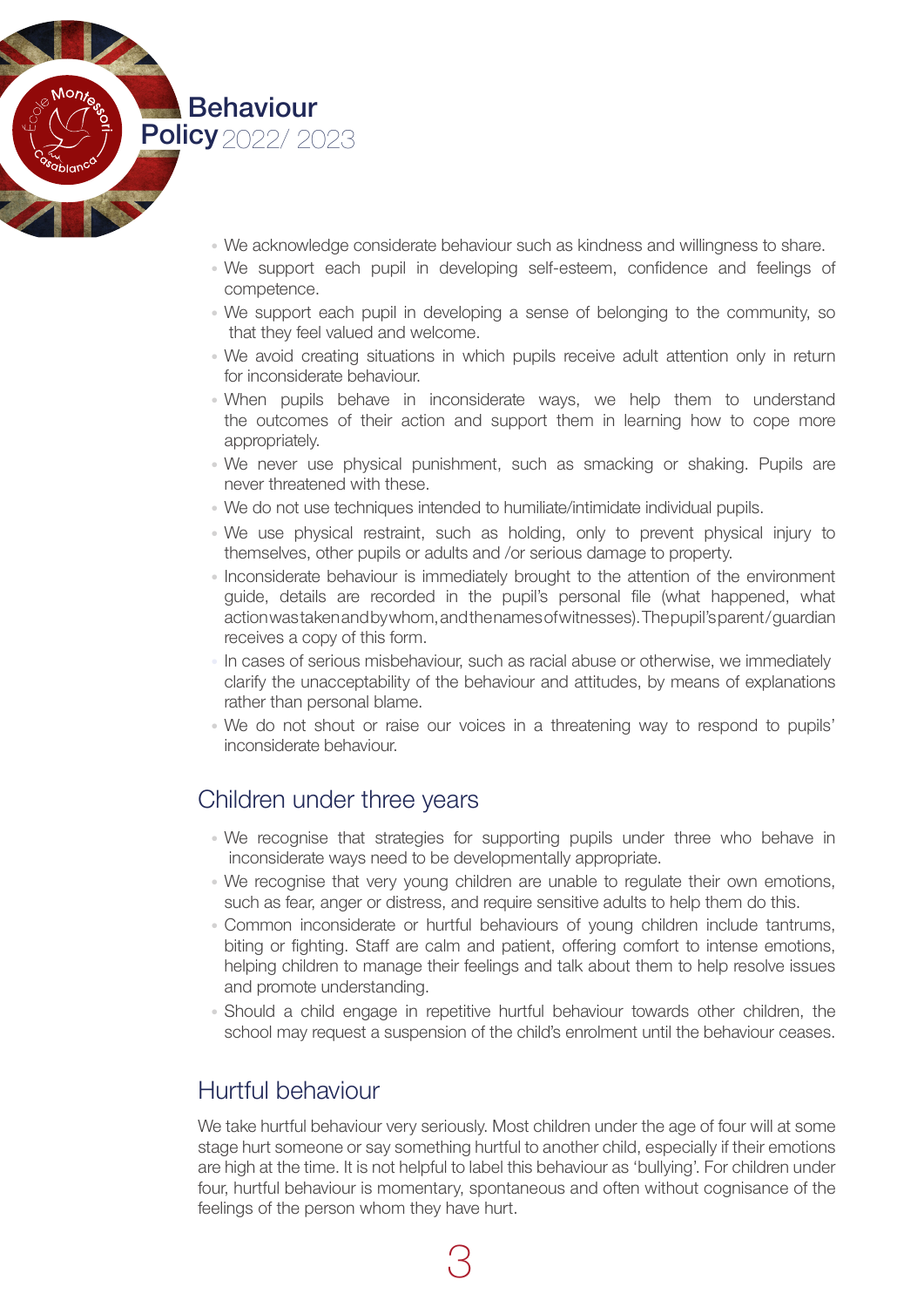- We acknowledge considerate behaviour such as kindness and willingness to share.
- We support each pupil in developing self-esteem, confidence and feelings of competence.
- We support each pupil in developing a sense of belonging to the community, so that they feel valued and welcome.
- We avoid creating situations in which pupils receive adult attention only in return for inconsiderate behaviour.
- When pupils behave in inconsiderate ways, we help them to understand the outcomes of their action and support them in learning how to cope more appropriately.
- We never use physical punishment, such as smacking or shaking. Pupils are never threatened with these.
- We do not use techniques intended to humiliate/intimidate individual pupils.
- We use physical restraint, such as holding, only to prevent physical injury to themselves, other pupils or adults and /or serious damage to property.
- Inconsiderate behaviour is immediately brought to the attention of the environment guide, details are recorded in the pupil's personal file (what happened, what action was taken and by whom, and the names of witnesses). The pupil's parent/guardian receives a copy of this form.
- In cases of serious misbehaviour, such as racial abuse or otherwise, we immediately clarify the unacceptability of the behaviour and attitudes, by means of explanations rather than personal blame.
- We do not shout or raise our voices in a threatening way to respond to pupils' inconsiderate behaviour.

## Children under three years

- We recognise that strategies for supporting pupils under three who behave in inconsiderate ways need to be developmentally appropriate.
- We recognise that very young children are unable to regulate their own emotions, such as fear, anger or distress, and require sensitive adults to help them do this.
- Common inconsiderate or hurtful behaviours of young children include tantrums, biting or fighting. Staff are calm and patient, offering comfort to intense emotions, helping children to manage their feelings and talk about them to help resolve issues and promote understanding.
- Should a child engage in repetitive hurtful behaviour towards other children, the school may request a suspension of the child's enrolment until the behaviour ceases.

## Hurtful behaviour

We take hurtful behaviour very seriously. Most children under the age of four will at some stage hurt someone or say something hurtful to another child, especially if their emotions are high at the time. It is not helpful to label this behaviour as 'bullying'. For children under four, hurtful behaviour is momentary, spontaneous and often without cognisance of the feelings of the person whom they have hurt.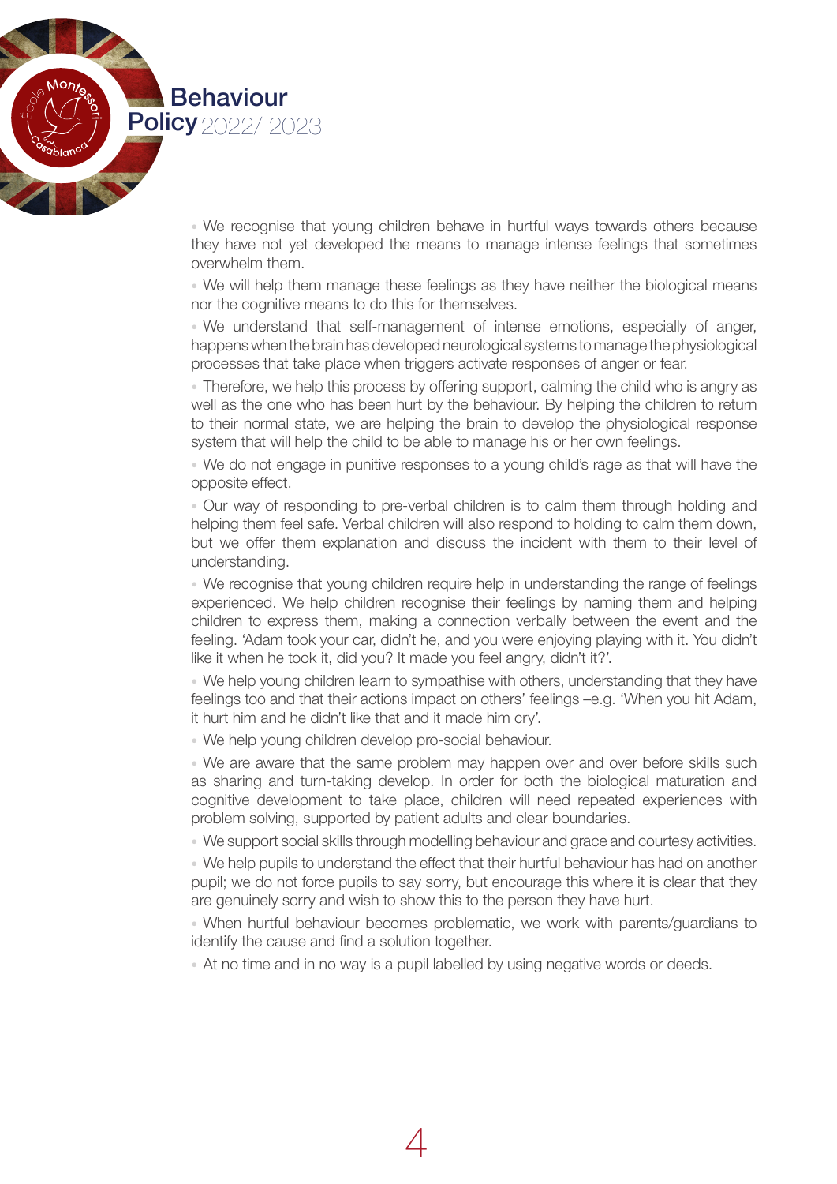- We recognise that young children behave in hurtful ways towards others because they have not yet developed the means to manage intense feelings that sometimes overwhelm them.
- We will help them manage these feelings as they have neither the biological means nor the cognitive means to do this for themselves.
- We understand that self-management of intense emotions, especially of anger, happens when the brain has developed neurological systems to manage the physiological processes that take place when triggers activate responses of anger or fear.
- Therefore, we help this process by offering support, calming the child who is angry as well as the one who has been hurt by the behaviour. By helping the children to return to their normal state, we are helping the brain to develop the physiological response system that will help the child to be able to manage his or her own feelings.
- We do not engage in punitive responses to a young child's rage as that will have the opposite effect.
- Our way of responding to pre-verbal children is to calm them through holding and helping them feel safe. Verbal children will also respond to holding to calm them down, but we offer them explanation and discuss the incident with them to their level of understanding.
- We recognise that young children require help in understanding the range of feelings experienced. We help children recognise their feelings by naming them and helping children to express them, making a connection verbally between the event and the feeling. 'Adam took your car, didn't he, and you were enjoying playing with it. You didn't like it when he took it, did you? It made you feel angry, didn't it?'.
- We help young children learn to sympathise with others, understanding that they have feelings too and that their actions impact on others' feelings –e.g. 'When you hit Adam, it hurt him and he didn't like that and it made him cry'.
- We help young children develop pro-social behaviour.
- We are aware that the same problem may happen over and over before skills such as sharing and turn-taking develop. In order for both the biological maturation and cognitive development to take place, children will need repeated experiences with problem solving, supported by patient adults and clear boundaries.
- We support social skills through modelling behaviour and grace and courtesy activities.
- We help pupils to understand the effect that their hurtful behaviour has had on another pupil; we do not force pupils to say sorry, but encourage this where it is clear that they are genuinely sorry and wish to show this to the person they have hurt.
- When hurtful behaviour becomes problematic, we work with parents/guardians to identify the cause and find a solution together.
- At no time and in no way is a pupil labelled by using negative words or deeds.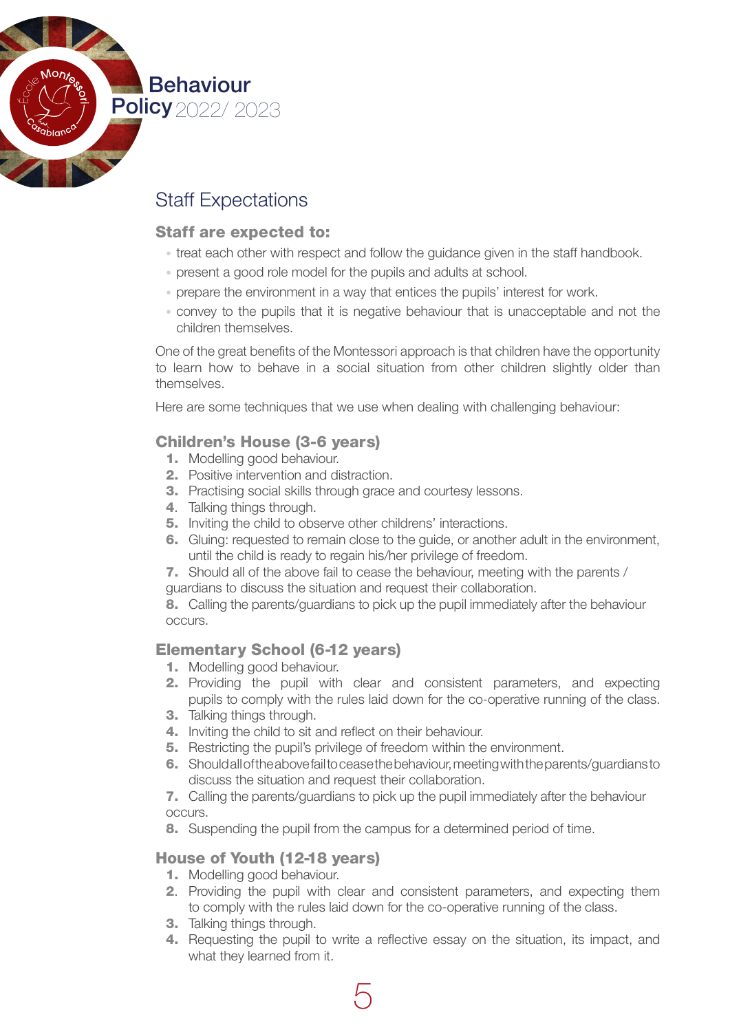## Staff Expectations

### Staff are expected to:

- treat each other with respect and follow the guidance given in the staff handbook.
- present a good role model for the pupils and adults at school.
- prepare the environment in a way that entices the pupils' interest for work.
- convey to the pupils that it is negative behaviour that is unacceptable and not the children themselves.

One of the great benefits of the Montessori approach is that children have the opportunity to learn how to behave in a social situation from other children slightly older than themselves.

Here are some techniques that we use when dealing with challenging behaviour:

### Children's House (3-6 years)

1. Modelling good behaviour.
2. Positive intervention and distraction.
3. Practising social skills through grace and courtesy lessons.
4. Talking things through.
5. Inviting the child to observe other childrens' interactions.
6. Gluing: requested to remain close to the guide, or another adult in the environment, until the child is ready to regain his/her privilege of freedom.
7. Should all of the above fail to cease the behaviour, meeting with the parents / guardians to discuss the situation and request their collaboration.
8. Calling the parents/guardians to pick up the pupil immediately after the behaviour occurs.

### Elementary School (6-12 years)

1. Modelling good behaviour.
2. Providing the pupil with clear and consistent parameters, and expecting pupils to comply with the rules laid down for the co-operative running of the class.
3. Talking things through.
4. Inviting the child to sit and reflect on their behaviour.
5. Restricting the pupil's privilege of freedom within the environment.
6. Should all of the above fail to cease the behaviour, meeting with the parents/guardians to discuss the situation and request their collaboration.
7. Calling the parents/guardians to pick up the pupil immediately after the behaviour occurs.
8. Suspending the pupil from the campus for a determined period of time.

### House of Youth (12-18 years)

1. Modelling good behaviour.
2. Providing the pupil with clear and consistent parameters, and expecting them to comply with the rules laid down for the co-operative running of the class.
3. Talking things through.
4. Requesting the pupil to write a reflective essay on the situation, its impact, and what they learned from it.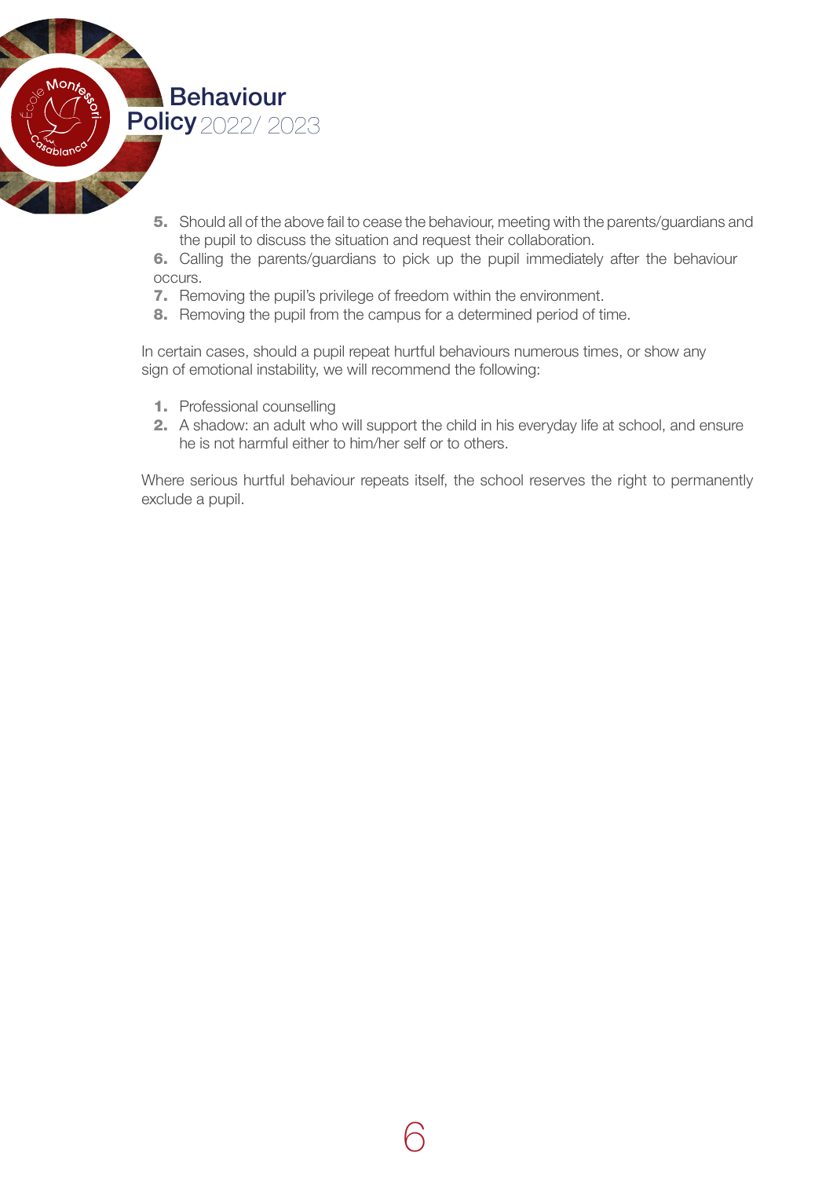5. Should all of the above fail to cease the behaviour, meeting with the parents/guardians and the pupil to discuss the situation and request their collaboration.
6. Calling the parents/guardians to pick up the pupil immediately after the behaviour occurs.
7. Removing the pupil's privilege of freedom within the environment.
8. Removing the pupil from the campus for a determined period of time.

In certain cases, should a pupil repeat hurtful behaviours numerous times, or show any sign of emotional instability, we will recommend the following:

1. Professional counselling
2. A shadow: an adult who will support the child in his everyday life at school, and ensure he is not harmful either to him/her self or to others.

Where serious hurtful behaviour repeats itself, the school reserves the right to permanently exclude a pupil.